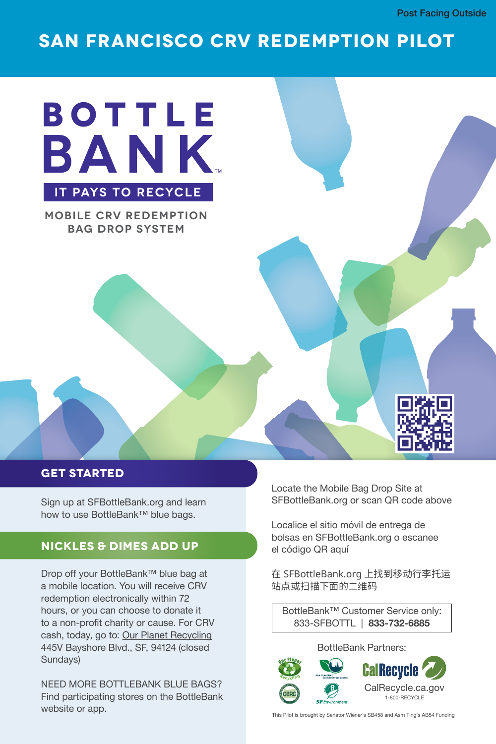Post Facing Outside

# SAN FRANCISCO CRV REDEMPTION PILOT

## BOTTLE BANK™

**IT PAYS TO RECYCLE**

**MOBILE CRV REDEMPTION BAG DROP SYSTEM**

## GET STARTED

Sign up at SFBottleBank.org and learn how to use BottleBank™ blue bags.

## NICKLES & DIMES ADD UP

Drop off your BottleBank™ blue bag at a mobile location. You will receive CRV redemption electronically within 72 hours, or you can choose to donate it to a non-profit charity or cause. For CRV cash, today, go to: Our Planet Recycling 445V Bayshore Blvd., SF, 94124 (closed Sundays)

NEED MORE BOTTLEBANK BLUE BAGS? Find participating stores on the BottleBank website or app.

Locate the Mobile Bag Drop Site at SFBottleBank.org or scan QR code above

Localice el sitio móvil de entrega de bolsas en SFBottleBank.org o escanee el código QR aquí

在 SFBottleBank.org 上找到移动行李托运站点或扫描下面的二维码

BottleBank™ Customer Service only: 833-SFBOTTL | **833-732-6885**

BottleBank Partners:

Our Planet Recycling, San Francisco Conservation Corps, OBRC, SF Environment, CalRecycle

CalRecycle.ca.gov
1-800-RECYCLE

This Pilot is brought by Senator Wiener's SB458 and Asm Ting's AB54 Funding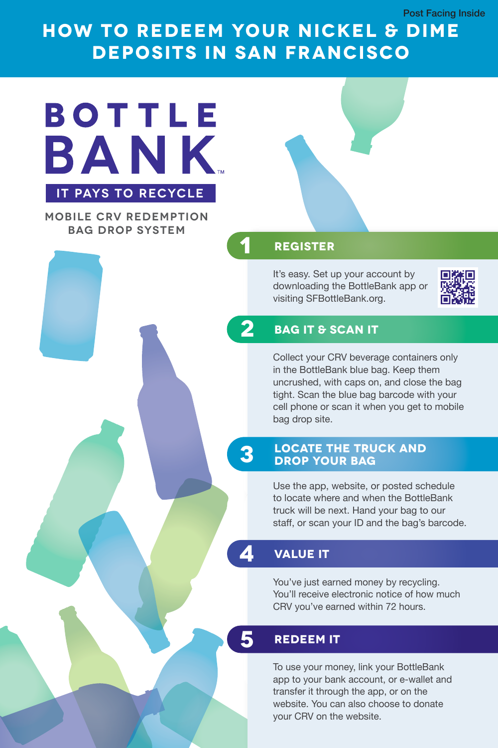Post Facing Inside

# HOW TO REDEEM YOUR NICKEL & DIME DEPOSITS IN SAN FRANCISCO

## BOTTLE BANK™

**IT PAYS TO RECYCLE**

MOBILE CRV REDEMPTION BAG DROP SYSTEM

### 1 REGISTER

It's easy. Set up your account by downloading the BottleBank app or visiting SFBottleBank.org.

### 2 BAG IT & SCAN IT

Collect your CRV beverage containers only in the BottleBank blue bag. Keep them uncrushed, with caps on, and close the bag tight. Scan the blue bag barcode with your cell phone or scan it when you get to mobile bag drop site.

### 3 LOCATE THE TRUCK AND DROP YOUR BAG

Use the app, website, or posted schedule to locate where and when the BottleBank truck will be next. Hand your bag to our staff, or scan your ID and the bag's barcode.

### 4 VALUE IT

You've just earned money by recycling. You'll receive electronic notice of how much CRV you've earned within 72 hours.

### 5 REDEEM IT

To use your money, link your BottleBank app to your bank account, or e-wallet and transfer it through the app, or on the website. You can also choose to donate your CRV on the website.